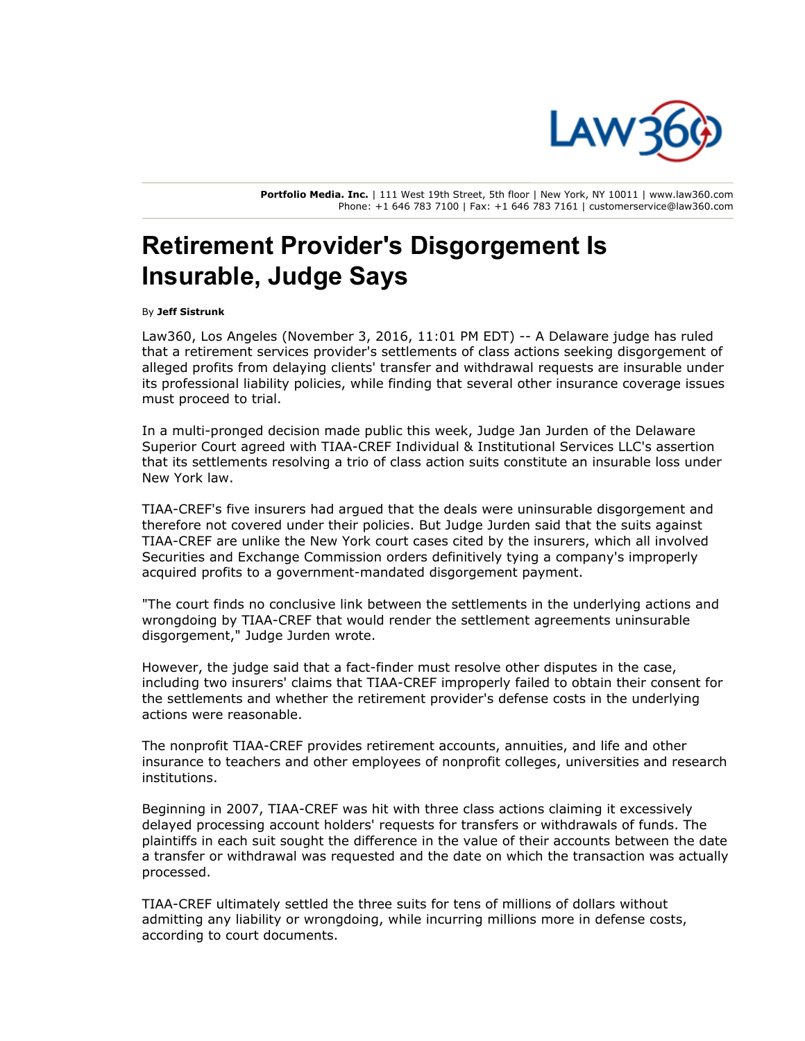Portfolio Media. Inc. | 111 West 19th Street, 5th floor | New York, NY 10011 | www.law360.com
Phone: +1 646 783 7100 | Fax: +1 646 783 7161 | customerservice@law360.com

# Retirement Provider's Disgorgement Is Insurable, Judge Says

By **Jeff Sistrunk**

Law360, Los Angeles (November 3, 2016, 11:01 PM EDT) -- A Delaware judge has ruled that a retirement services provider's settlements of class actions seeking disgorgement of alleged profits from delaying clients' transfer and withdrawal requests are insurable under its professional liability policies, while finding that several other insurance coverage issues must proceed to trial.

In a multi-pronged decision made public this week, Judge Jan Jurden of the Delaware Superior Court agreed with TIAA-CREF Individual & Institutional Services LLC's assertion that its settlements resolving a trio of class action suits constitute an insurable loss under New York law.

TIAA-CREF's five insurers had argued that the deals were uninsurable disgorgement and therefore not covered under their policies. But Judge Jurden said that the suits against TIAA-CREF are unlike the New York court cases cited by the insurers, which all involved Securities and Exchange Commission orders definitively tying a company's improperly acquired profits to a government-mandated disgorgement payment.

"The court finds no conclusive link between the settlements in the underlying actions and wrongdoing by TIAA-CREF that would render the settlement agreements uninsurable disgorgement," Judge Jurden wrote.

However, the judge said that a fact-finder must resolve other disputes in the case, including two insurers' claims that TIAA-CREF improperly failed to obtain their consent for the settlements and whether the retirement provider's defense costs in the underlying actions were reasonable.

The nonprofit TIAA-CREF provides retirement accounts, annuities, and life and other insurance to teachers and other employees of nonprofit colleges, universities and research institutions.

Beginning in 2007, TIAA-CREF was hit with three class actions claiming it excessively delayed processing account holders' requests for transfers or withdrawals of funds. The plaintiffs in each suit sought the difference in the value of their accounts between the date a transfer or withdrawal was requested and the date on which the transaction was actually processed.

TIAA-CREF ultimately settled the three suits for tens of millions of dollars without admitting any liability or wrongdoing, while incurring millions more in defense costs, according to court documents.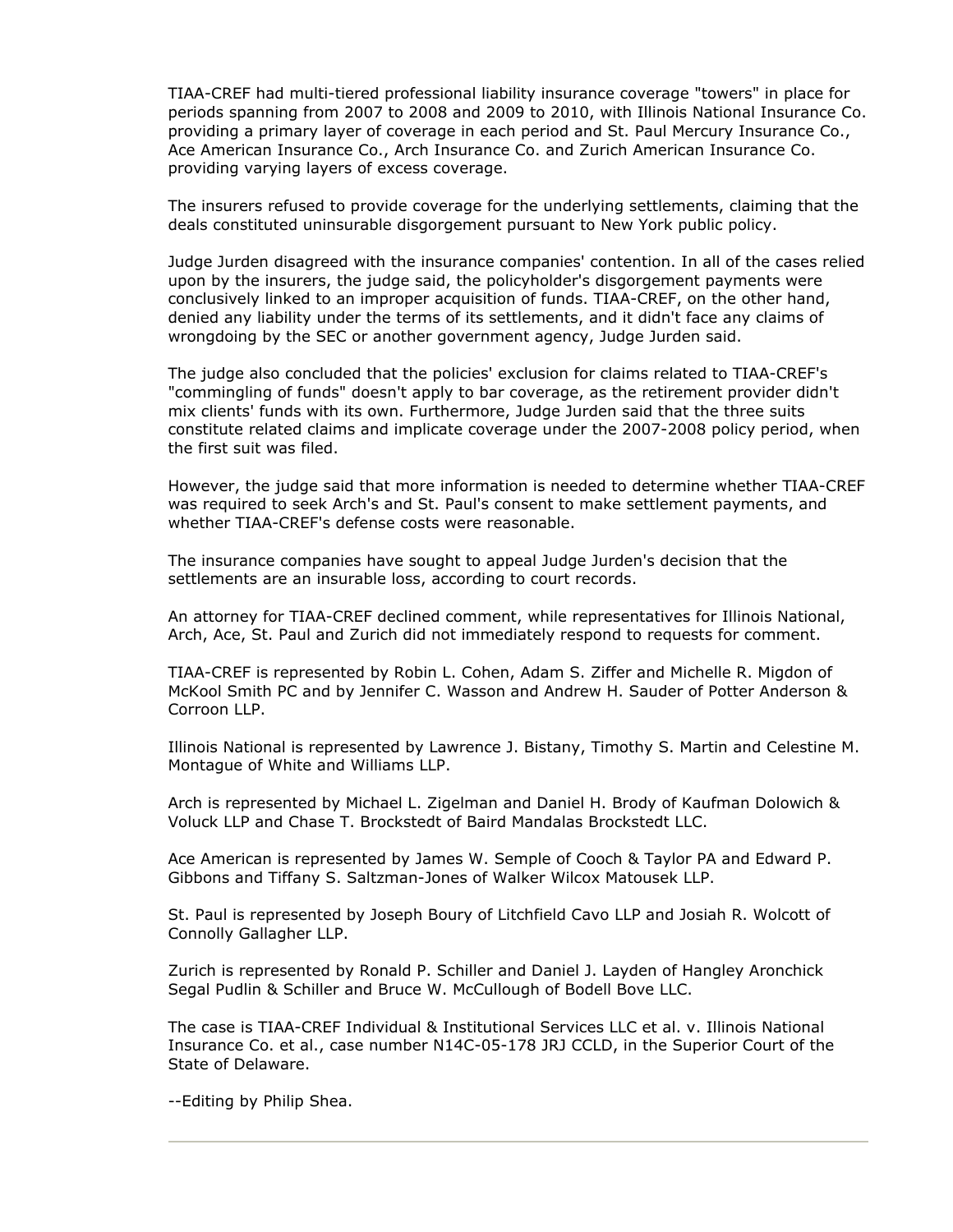TIAA-CREF had multi-tiered professional liability insurance coverage "towers" in place for periods spanning from 2007 to 2008 and 2009 to 2010, with Illinois National Insurance Co. providing a primary layer of coverage in each period and St. Paul Mercury Insurance Co., Ace American Insurance Co., Arch Insurance Co. and Zurich American Insurance Co. providing varying layers of excess coverage.

The insurers refused to provide coverage for the underlying settlements, claiming that the deals constituted uninsurable disgorgement pursuant to New York public policy.

Judge Jurden disagreed with the insurance companies' contention. In all of the cases relied upon by the insurers, the judge said, the policyholder's disgorgement payments were conclusively linked to an improper acquisition of funds. TIAA-CREF, on the other hand, denied any liability under the terms of its settlements, and it didn't face any claims of wrongdoing by the SEC or another government agency, Judge Jurden said.

The judge also concluded that the policies' exclusion for claims related to TIAA-CREF's "commingling of funds" doesn't apply to bar coverage, as the retirement provider didn't mix clients' funds with its own. Furthermore, Judge Jurden said that the three suits constitute related claims and implicate coverage under the 2007-2008 policy period, when the first suit was filed.

However, the judge said that more information is needed to determine whether TIAA-CREF was required to seek Arch's and St. Paul's consent to make settlement payments, and whether TIAA-CREF's defense costs were reasonable.

The insurance companies have sought to appeal Judge Jurden's decision that the settlements are an insurable loss, according to court records.

An attorney for TIAA-CREF declined comment, while representatives for Illinois National, Arch, Ace, St. Paul and Zurich did not immediately respond to requests for comment.

TIAA-CREF is represented by Robin L. Cohen, Adam S. Ziffer and Michelle R. Migdon of McKool Smith PC and by Jennifer C. Wasson and Andrew H. Sauder of Potter Anderson & Corroon LLP.

Illinois National is represented by Lawrence J. Bistany, Timothy S. Martin and Celestine M. Montague of White and Williams LLP.

Arch is represented by Michael L. Zigelman and Daniel H. Brody of Kaufman Dolowich & Voluck LLP and Chase T. Brockstedt of Baird Mandalas Brockstedt LLC.

Ace American is represented by James W. Semple of Cooch & Taylor PA and Edward P. Gibbons and Tiffany S. Saltzman-Jones of Walker Wilcox Matousek LLP.

St. Paul is represented by Joseph Boury of Litchfield Cavo LLP and Josiah R. Wolcott of Connolly Gallagher LLP.

Zurich is represented by Ronald P. Schiller and Daniel J. Layden of Hangley Aronchick Segal Pudlin & Schiller and Bruce W. McCullough of Bodell Bove LLC.

The case is TIAA-CREF Individual & Institutional Services LLC et al. v. Illinois National Insurance Co. et al., case number N14C-05-178 JRJ CCLD, in the Superior Court of the State of Delaware.

--Editing by Philip Shea.

---